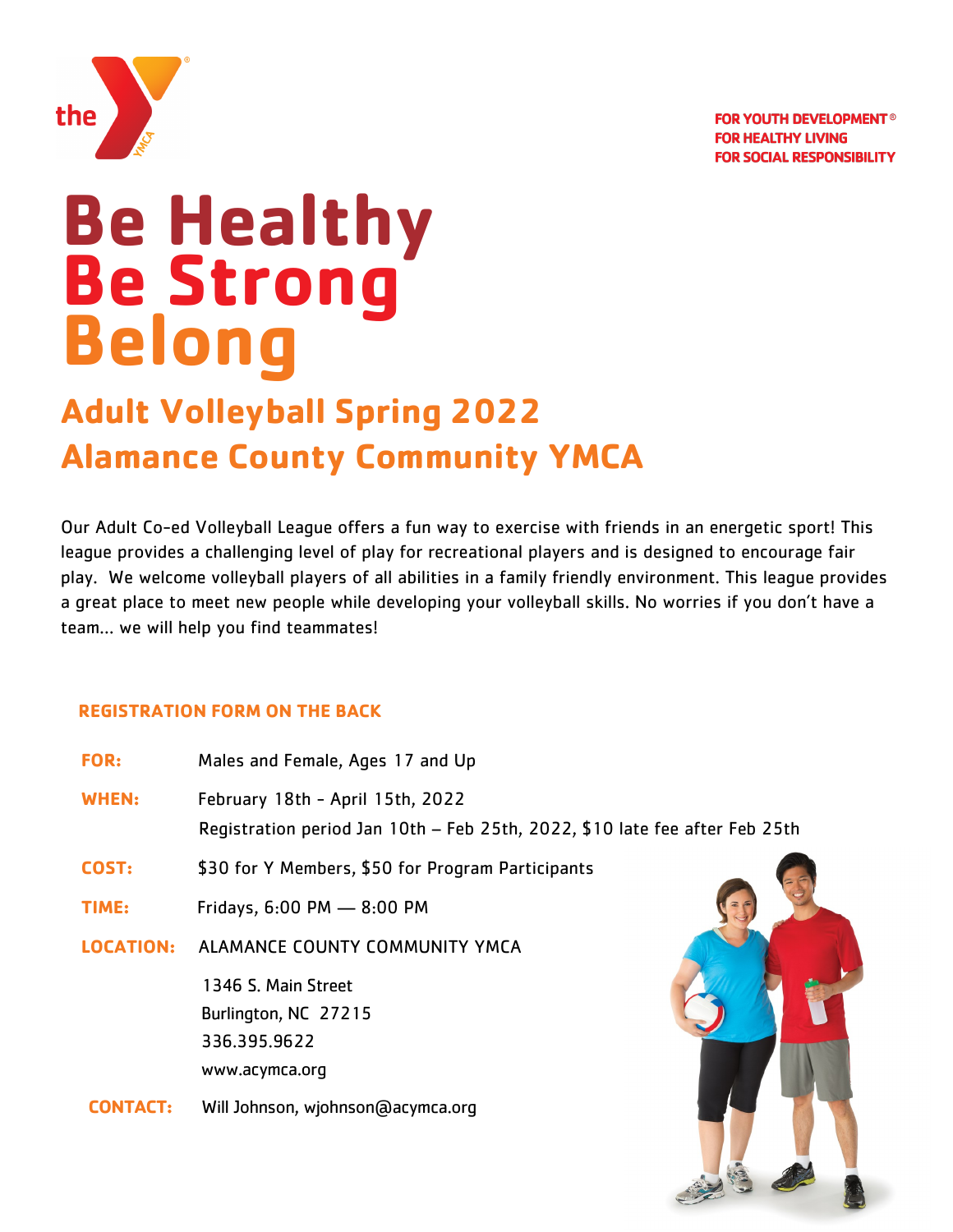FOR YOUTH DEVELOPMENT®
FOR HEALTHY LIVING
FOR SOCIAL RESPONSIBILITY

# Be Healthy
# Be Strong
# Belong

## Adult Volleyball Spring 2022
## Alamance County Community YMCA

Our Adult Co-ed Volleyball League offers a fun way to exercise with friends in an energetic sport! This league provides a challenging level of play for recreational players and is designed to encourage fair play. We welcome volleyball players of all abilities in a family friendly environment. This league provides a great place to meet new people while developing your volleyball skills. No worries if you don't have a team… we will help you find teammates!

**REGISTRATION FORM ON THE BACK**

**FOR:** Males and Female, Ages 17 and Up

**WHEN:** February 18th - April 15th, 2022
Registration period Jan 10th – Feb 25th, 2022, $10 late fee after Feb 25th

**COST:** $30 for Y Members, $50 for Program Participants

**TIME:** Fridays, 6:00 PM — 8:00 PM

**LOCATION:** ALAMANCE COUNTY COMMUNITY YMCA
1346 S. Main Street
Burlington, NC 27215
336.395.9622
www.acymca.org

**CONTACT:** Will Johnson, wjohnson@acymca.org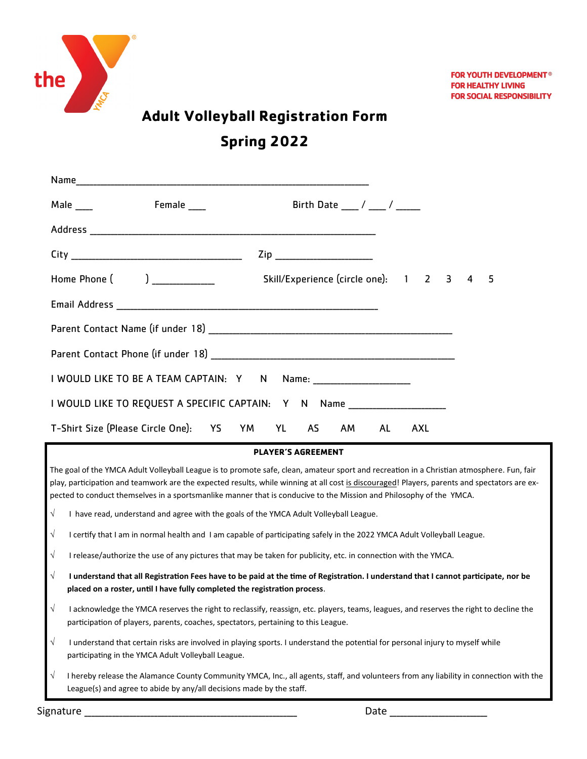the YMCA

FOR YOUTH DEVELOPMENT®
FOR HEALTHY LIVING
FOR SOCIAL RESPONSIBILITY

# Adult Volleyball Registration Form

## Spring 2022

Name_______________________________________________________________

Male ___ Female ___ Birth Date ___ / ___ / _____

Address ______________________________________________________________

City _________________________________ Zip ___________________

Home Phone (     ) ____________ Skill/Experience (circle one): 1 2 3 4 5

Email Address ___________________________________________________

Parent Contact Name (if under 18) ________________________________________________

Parent Contact Phone (if under 18) _______________________________________________

I WOULD LIKE TO BE A TEAM CAPTAIN: Y N Name: ___________________

I WOULD LIKE TO REQUEST A SPECIFIC CAPTAIN: Y N Name ___________________

T-Shirt Size (Please Circle One): YS YM YL AS AM AL AXL

**PLAYER'S AGREEMENT**

The goal of the YMCA Adult Volleyball League is to promote safe, clean, amateur sport and recreation in a Christian atmosphere. Fun, fair play, participation and teamwork are the expected results, while winning at all cost <u>is discouraged</u>! Players, parents and spectators are expected to conduct themselves in a sportsmanlike manner that is conducive to the Mission and Philosophy of the YMCA.

√ I have read, understand and agree with the goals of the YMCA Adult Volleyball League.

√ I certify that I am in normal health and I am capable of participating safely in the 2022 YMCA Adult Volleyball League.

√ I release/authorize the use of any pictures that may be taken for publicity, etc. in connection with the YMCA.

√ **I understand that all Registration Fees have to be paid at the time of Registration. I understand that I cannot participate, nor be placed on a roster, until I have fully completed the registration process**.

√ I acknowledge the YMCA reserves the right to reclassify, reassign, etc. players, teams, leagues, and reserves the right to decline the participation of players, parents, coaches, spectators, pertaining to this League.

√ I understand that certain risks are involved in playing sports. I understand the potential for personal injury to myself while participating in the YMCA Adult Volleyball League.

√ I hereby release the Alamance County Community YMCA, Inc., all agents, staff, and volunteers from any liability in connection with the League(s) and agree to abide by any/all decisions made by the staff.

Signature _______________________________________ Date __________________